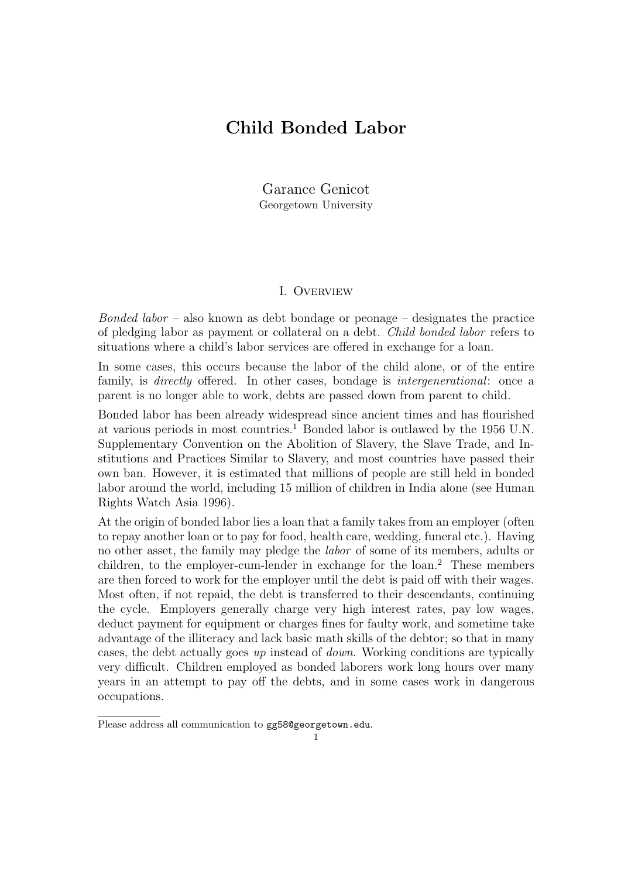# Child Bonded Labor

Garance Genicot
Georgetown University

## I. Overview

*Bonded labor* – also known as debt bondage or peonage – designates the practice of pledging labor as payment or collateral on a debt. *Child bonded labor* refers to situations where a child's labor services are offered in exchange for a loan.

In some cases, this occurs because the labor of the child alone, or of the entire family, is *directly* offered. In other cases, bondage is *intergenerational*: once a parent is no longer able to work, debts are passed down from parent to child.

Bonded labor has been already widespread since ancient times and has flourished at various periods in most countries.[1] Bonded labor is outlawed by the 1956 U.N. Supplementary Convention on the Abolition of Slavery, the Slave Trade, and Institutions and Practices Similar to Slavery, and most countries have passed their own ban. However, it is estimated that millions of people are still held in bonded labor around the world, including 15 million of children in India alone (see Human Rights Watch Asia 1996).

At the origin of bonded labor lies a loan that a family takes from an employer (often to repay another loan or to pay for food, health care, wedding, funeral etc.). Having no other asset, the family may pledge the *labor* of some of its members, adults or children, to the employer-cum-lender in exchange for the loan.[2] These members are then forced to work for the employer until the debt is paid off with their wages. Most often, if not repaid, the debt is transferred to their descendants, continuing the cycle. Employers generally charge very high interest rates, pay low wages, deduct payment for equipment or charges fines for faulty work, and sometime take advantage of the illiteracy and lack basic math skills of the debtor; so that in many cases, the debt actually goes *up* instead of *down*. Working conditions are typically very difficult. Children employed as bonded laborers work long hours over many years in an attempt to pay off the debts, and in some cases work in dangerous occupations.

Please address all communication to gg58@georgetown.edu.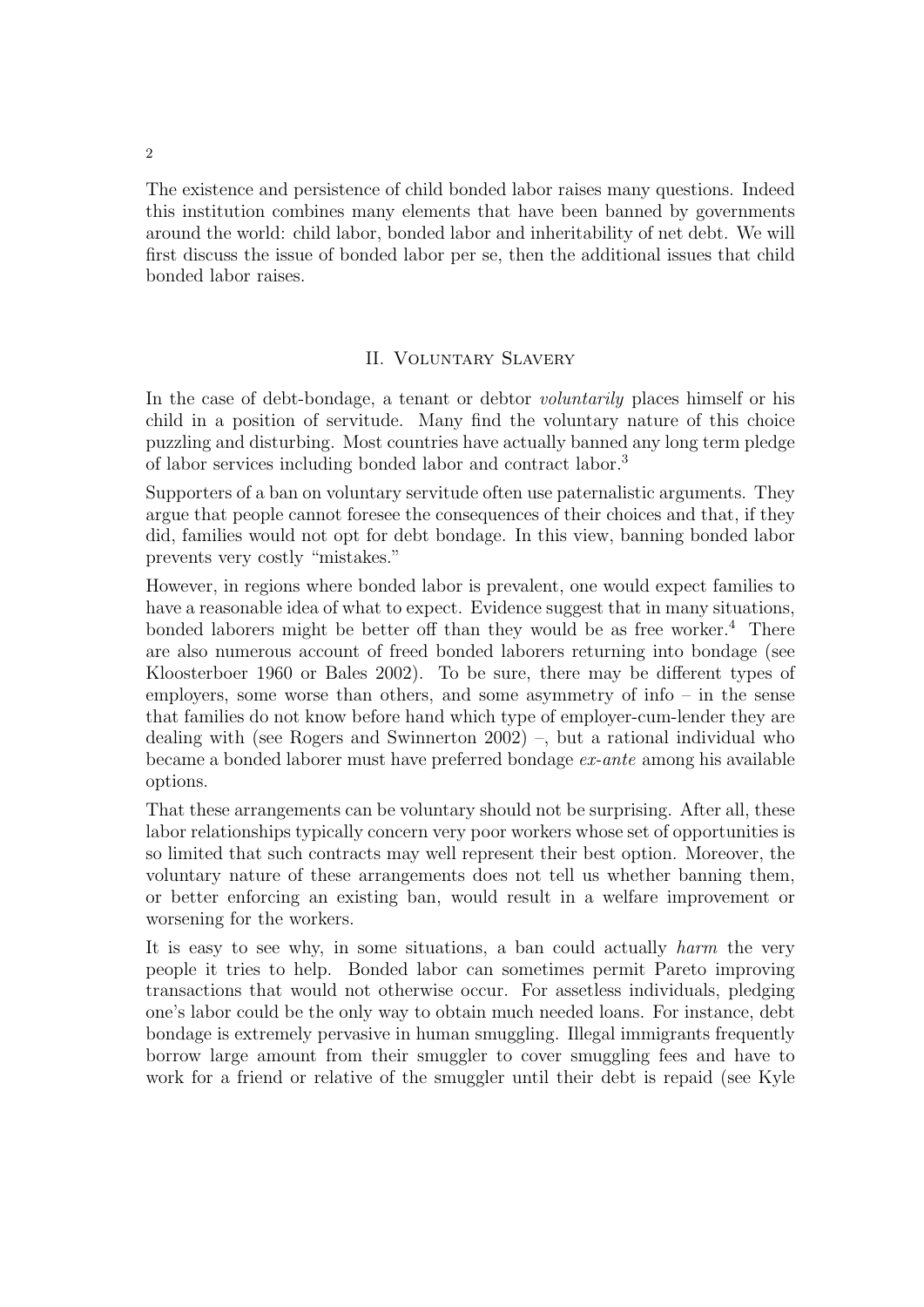The existence and persistence of child bonded labor raises many questions. Indeed this institution combines many elements that have been banned by governments around the world: child labor, bonded labor and inheritability of net debt. We will first discuss the issue of bonded labor per se, then the additional issues that child bonded labor raises.

## II. Voluntary Slavery

In the case of debt-bondage, a tenant or debtor *voluntarily* places himself or his child in a position of servitude. Many find the voluntary nature of this choice puzzling and disturbing. Most countries have actually banned any long term pledge of labor services including bonded labor and contract labor.[3]

Supporters of a ban on voluntary servitude often use paternalistic arguments. They argue that people cannot foresee the consequences of their choices and that, if they did, families would not opt for debt bondage. In this view, banning bonded labor prevents very costly "mistakes."

However, in regions where bonded labor is prevalent, one would expect families to have a reasonable idea of what to expect. Evidence suggest that in many situations, bonded laborers might be better off than they would be as free worker.[4] There are also numerous account of freed bonded laborers returning into bondage (see Kloosterboer 1960 or Bales 2002). To be sure, there may be different types of employers, some worse than others, and some asymmetry of info – in the sense that families do not know before hand which type of employer-cum-lender they are dealing with (see Rogers and Swinnerton 2002) –, but a rational individual who became a bonded laborer must have preferred bondage *ex-ante* among his available options.

That these arrangements can be voluntary should not be surprising. After all, these labor relationships typically concern very poor workers whose set of opportunities is so limited that such contracts may well represent their best option. Moreover, the voluntary nature of these arrangements does not tell us whether banning them, or better enforcing an existing ban, would result in a welfare improvement or worsening for the workers.

It is easy to see why, in some situations, a ban could actually *harm* the very people it tries to help. Bonded labor can sometimes permit Pareto improving transactions that would not otherwise occur. For assetless individuals, pledging one's labor could be the only way to obtain much needed loans. For instance, debt bondage is extremely pervasive in human smuggling. Illegal immigrants frequently borrow large amount from their smuggler to cover smuggling fees and have to work for a friend or relative of the smuggler until their debt is repaid (see Kyle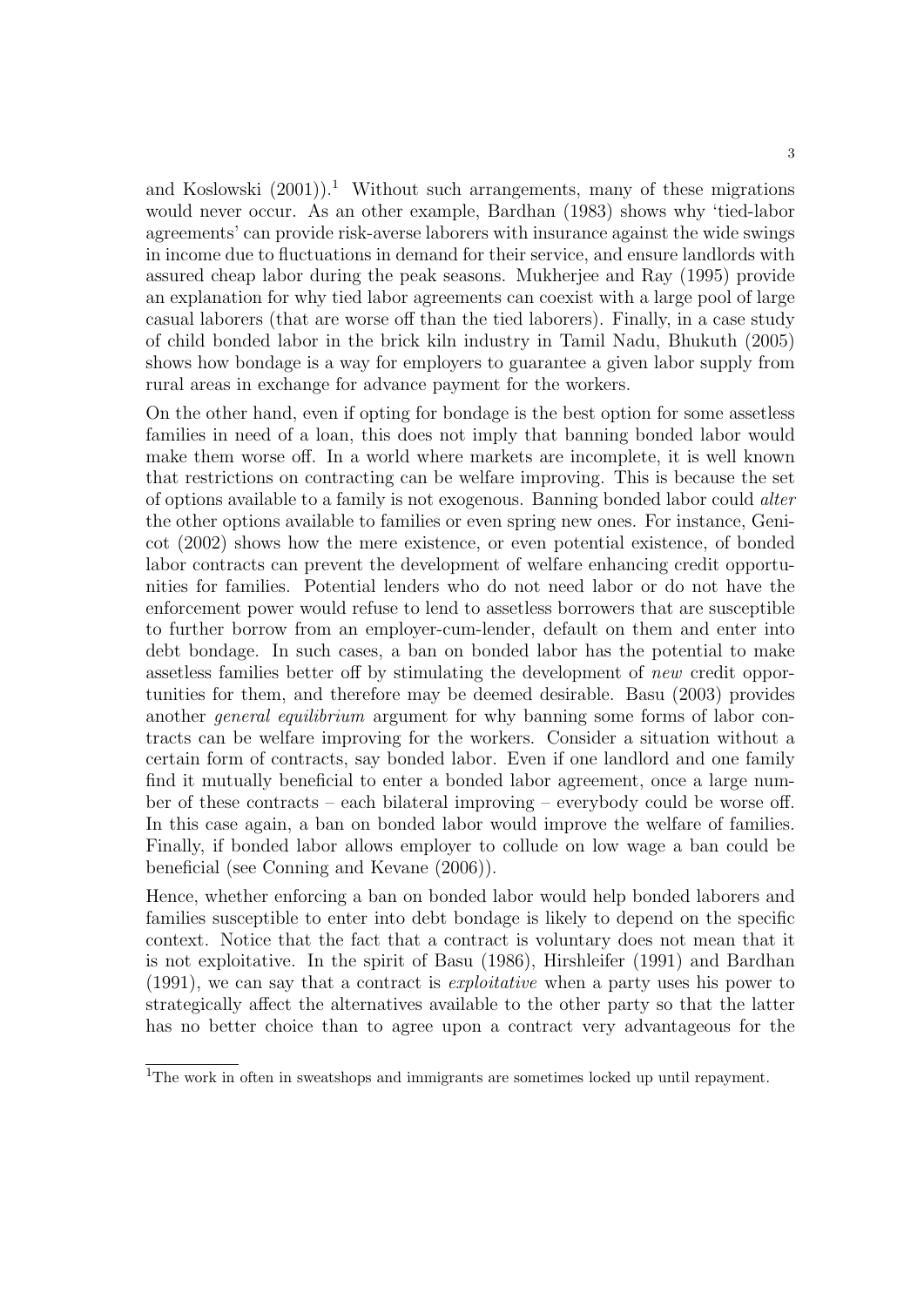and Koslowski (2001)).[1] Without such arrangements, many of these migrations would never occur. As an other example, Bardhan (1983) shows why 'tied-labor agreements' can provide risk-averse laborers with insurance against the wide swings in income due to fluctuations in demand for their service, and ensure landlords with assured cheap labor during the peak seasons. Mukherjee and Ray (1995) provide an explanation for why tied labor agreements can coexist with a large pool of large casual laborers (that are worse off than the tied laborers). Finally, in a case study of child bonded labor in the brick kiln industry in Tamil Nadu, Bhukuth (2005) shows how bondage is a way for employers to guarantee a given labor supply from rural areas in exchange for advance payment for the workers.

On the other hand, even if opting for bondage is the best option for some assetless families in need of a loan, this does not imply that banning bonded labor would make them worse off. In a world where markets are incomplete, it is well known that restrictions on contracting can be welfare improving. This is because the set of options available to a family is not exogenous. Banning bonded labor could *alter* the other options available to families or even spring new ones. For instance, Genicot (2002) shows how the mere existence, or even potential existence, of bonded labor contracts can prevent the development of welfare enhancing credit opportunities for families. Potential lenders who do not need labor or do not have the enforcement power would refuse to lend to assetless borrowers that are susceptible to further borrow from an employer-cum-lender, default on them and enter into debt bondage. In such cases, a ban on bonded labor has the potential to make assetless families better off by stimulating the development of *new* credit opportunities for them, and therefore may be deemed desirable. Basu (2003) provides another *general equilibrium* argument for why banning some forms of labor contracts can be welfare improving for the workers. Consider a situation without a certain form of contracts, say bonded labor. Even if one landlord and one family find it mutually beneficial to enter a bonded labor agreement, once a large number of these contracts – each bilateral improving – everybody could be worse off. In this case again, a ban on bonded labor would improve the welfare of families. Finally, if bonded labor allows employer to collude on low wage a ban could be beneficial (see Conning and Kevane (2006)).

Hence, whether enforcing a ban on bonded labor would help bonded laborers and families susceptible to enter into debt bondage is likely to depend on the specific context. Notice that the fact that a contract is voluntary does not mean that it is not exploitative. In the spirit of Basu (1986), Hirshleifer (1991) and Bardhan (1991), we can say that a contract is *exploitative* when a party uses his power to strategically affect the alternatives available to the other party so that the latter has no better choice than to agree upon a contract very advantageous for the

[1]The work in often in sweatshops and immigrants are sometimes locked up until repayment.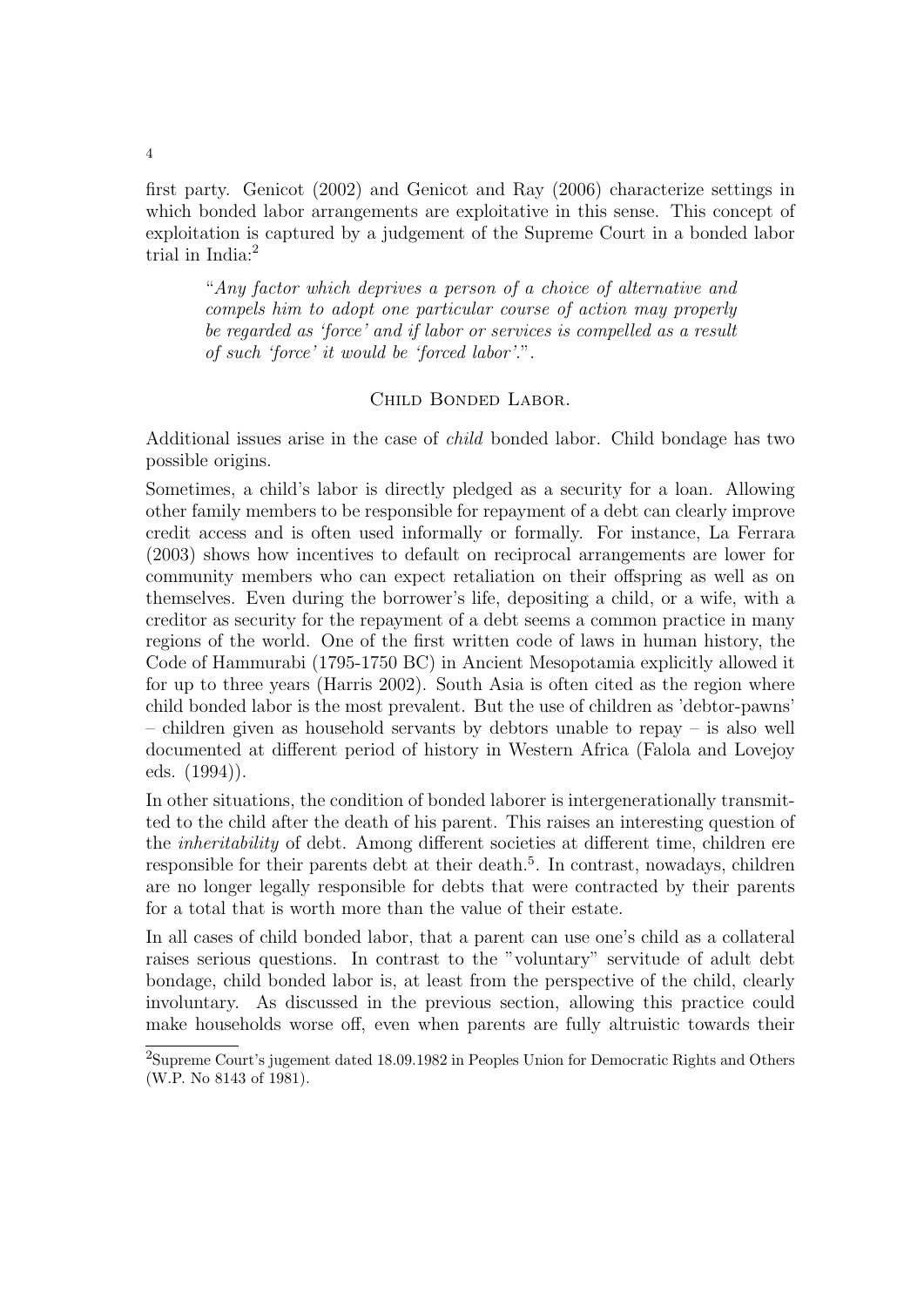first party. Genicot (2002) and Genicot and Ray (2006) characterize settings in which bonded labor arrangements are exploitative in this sense. This concept of exploitation is captured by a judgement of the Supreme Court in a bonded labor trial in India:[2]

> "*Any factor which deprives a person of a choice of alternative and compels him to adopt one particular course of action may properly be regarded as 'force' and if labor or services is compelled as a result of such 'force' it would be 'forced labor'*.".

### Child Bonded Labor.

Additional issues arise in the case of *child* bonded labor. Child bondage has two possible origins.

Sometimes, a child's labor is directly pledged as a security for a loan. Allowing other family members to be responsible for repayment of a debt can clearly improve credit access and is often used informally or formally. For instance, La Ferrara (2003) shows how incentives to default on reciprocal arrangements are lower for community members who can expect retaliation on their offspring as well as on themselves. Even during the borrower's life, depositing a child, or a wife, with a creditor as security for the repayment of a debt seems a common practice in many regions of the world. One of the first written code of laws in human history, the Code of Hammurabi (1795-1750 BC) in Ancient Mesopotamia explicitly allowed it for up to three years (Harris 2002). South Asia is often cited as the region where child bonded labor is the most prevalent. But the use of children as 'debtor-pawns' – children given as household servants by debtors unable to repay – is also well documented at different period of history in Western Africa (Falola and Lovejoy eds. (1994)).

In other situations, the condition of bonded laborer is intergenerationally transmitted to the child after the death of his parent. This raises an interesting question of the *inheritability* of debt. Among different societies at different time, children ere responsible for their parents debt at their death.[5]. In contrast, nowadays, children are no longer legally responsible for debts that were contracted by their parents for a total that is worth more than the value of their estate.

In all cases of child bonded labor, that a parent can use one's child as a collateral raises serious questions. In contrast to the "voluntary" servitude of adult debt bondage, child bonded labor is, at least from the perspective of the child, clearly involuntary. As discussed in the previous section, allowing this practice could make households worse off, even when parents are fully altruistic towards their

[2] Supreme Court's jugement dated 18.09.1982 in Peoples Union for Democratic Rights and Others (W.P. No 8143 of 1981).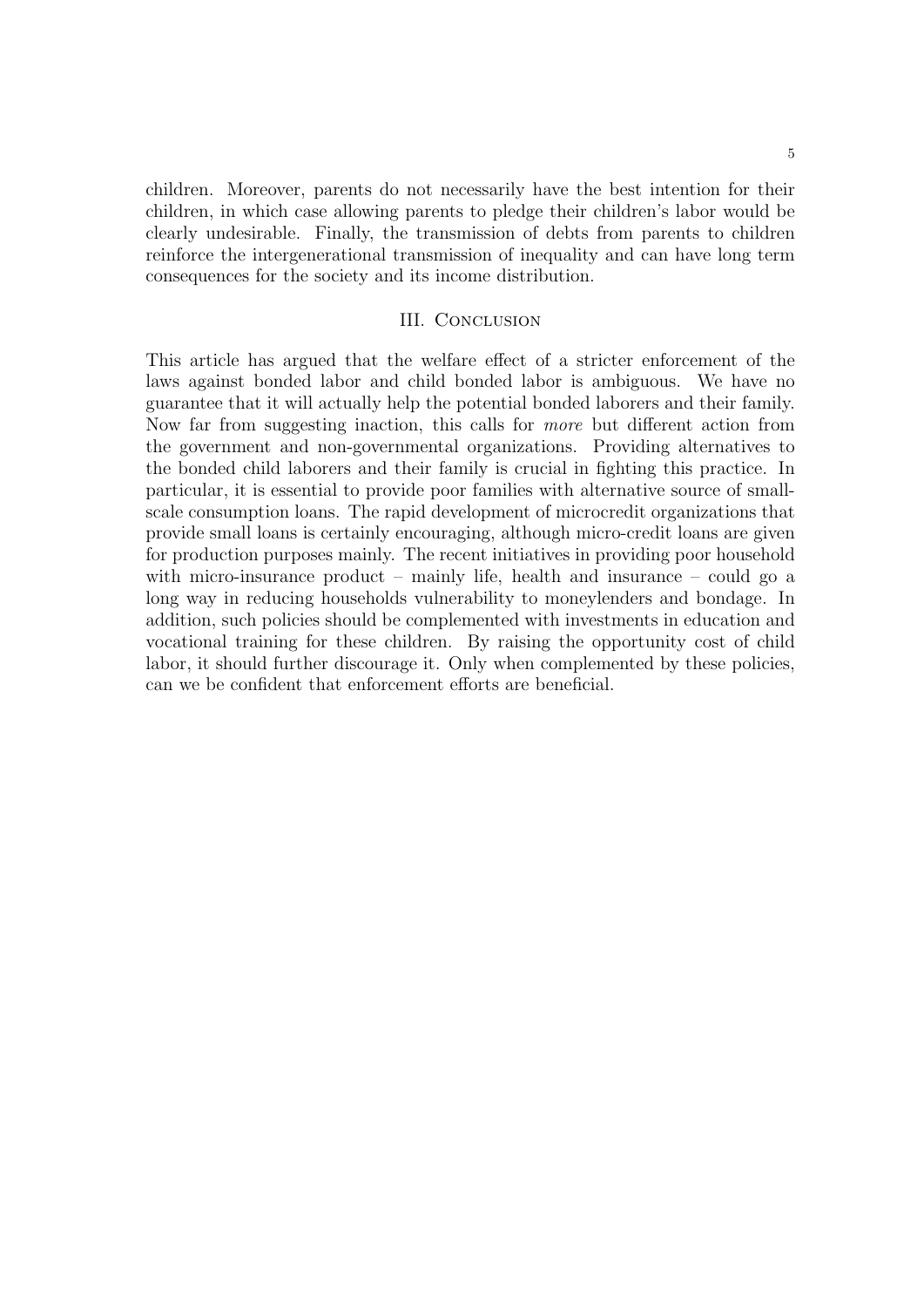children. Moreover, parents do not necessarily have the best intention for their children, in which case allowing parents to pledge their children's labor would be clearly undesirable. Finally, the transmission of debts from parents to children reinforce the intergenerational transmission of inequality and can have long term consequences for the society and its income distribution.

## III. Conclusion

This article has argued that the welfare effect of a stricter enforcement of the laws against bonded labor and child bonded labor is ambiguous. We have no guarantee that it will actually help the potential bonded laborers and their family. Now far from suggesting inaction, this calls for *more* but different action from the government and non-governmental organizations. Providing alternatives to the bonded child laborers and their family is crucial in fighting this practice. In particular, it is essential to provide poor families with alternative source of small-scale consumption loans. The rapid development of microcredit organizations that provide small loans is certainly encouraging, although micro-credit loans are given for production purposes mainly. The recent initiatives in providing poor household with micro-insurance product – mainly life, health and insurance – could go a long way in reducing households vulnerability to moneylenders and bondage. In addition, such policies should be complemented with investments in education and vocational training for these children. By raising the opportunity cost of child labor, it should further discourage it. Only when complemented by these policies, can we be confident that enforcement efforts are beneficial.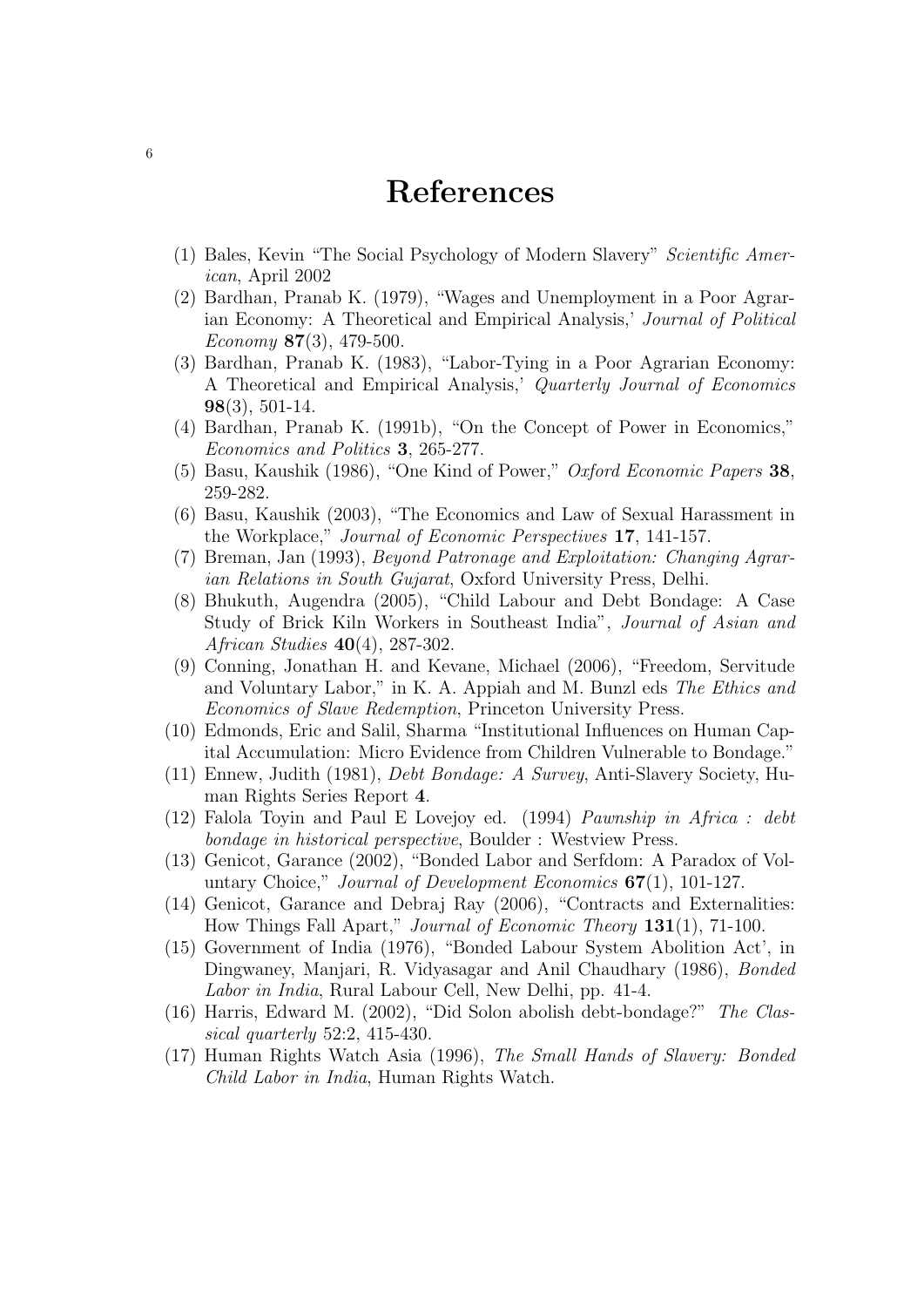# References

(1) Bales, Kevin "The Social Psychology of Modern Slavery" *Scientific American*, April 2002

(2) Bardhan, Pranab K. (1979), "Wages and Unemployment in a Poor Agrarian Economy: A Theoretical and Empirical Analysis,' *Journal of Political Economy* **87**(3), 479-500.

(3) Bardhan, Pranab K. (1983), "Labor-Tying in a Poor Agrarian Economy: A Theoretical and Empirical Analysis,' *Quarterly Journal of Economics* **98**(3), 501-14.

(4) Bardhan, Pranab K. (1991b), "On the Concept of Power in Economics," *Economics and Politics* **3**, 265-277.

(5) Basu, Kaushik (1986), "One Kind of Power," *Oxford Economic Papers* **38**, 259-282.

(6) Basu, Kaushik (2003), "The Economics and Law of Sexual Harassment in the Workplace," *Journal of Economic Perspectives* **17**, 141-157.

(7) Breman, Jan (1993), *Beyond Patronage and Exploitation: Changing Agrarian Relations in South Gujarat*, Oxford University Press, Delhi.

(8) Bhukuth, Augendra (2005), "Child Labour and Debt Bondage: A Case Study of Brick Kiln Workers in Southeast India", *Journal of Asian and African Studies* **40**(4), 287-302.

(9) Conning, Jonathan H. and Kevane, Michael (2006), "Freedom, Servitude and Voluntary Labor," in K. A. Appiah and M. Bunzl eds *The Ethics and Economics of Slave Redemption*, Princeton University Press.

(10) Edmonds, Eric and Salil, Sharma "Institutional Influences on Human Capital Accumulation: Micro Evidence from Children Vulnerable to Bondage."

(11) Ennew, Judith (1981), *Debt Bondage: A Survey*, Anti-Slavery Society, Human Rights Series Report **4**.

(12) Falola Toyin and Paul E Lovejoy ed. (1994) *Pawnship in Africa : debt bondage in historical perspective*, Boulder : Westview Press.

(13) Genicot, Garance (2002), "Bonded Labor and Serfdom: A Paradox of Voluntary Choice," *Journal of Development Economics* **67**(1), 101-127.

(14) Genicot, Garance and Debraj Ray (2006), "Contracts and Externalities: How Things Fall Apart," *Journal of Economic Theory* **131**(1), 71-100.

(15) Government of India (1976), "Bonded Labour System Abolition Act', in Dingwaney, Manjari, R. Vidyasagar and Anil Chaudhary (1986), *Bonded Labor in India*, Rural Labour Cell, New Delhi, pp. 41-4.

(16) Harris, Edward M. (2002), "Did Solon abolish debt-bondage?" *The Classical quarterly* 52:2, 415-430.

(17) Human Rights Watch Asia (1996), *The Small Hands of Slavery: Bonded Child Labor in India*, Human Rights Watch.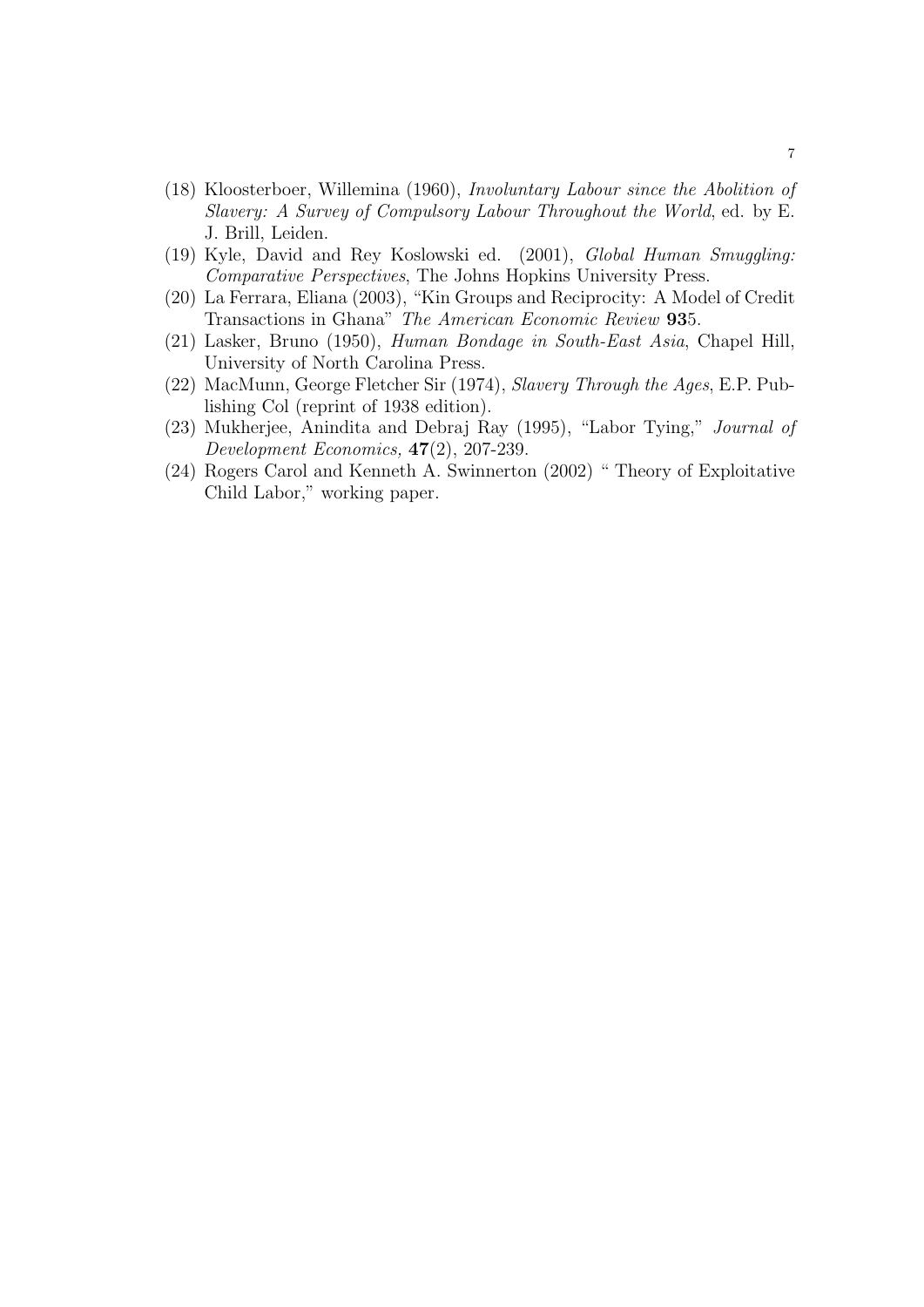(18) Kloosterboer, Willemina (1960), *Involuntary Labour since the Abolition of Slavery: A Survey of Compulsory Labour Throughout the World*, ed. by E. J. Brill, Leiden.

(19) Kyle, David and Rey Koslowski ed. (2001), *Global Human Smuggling: Comparative Perspectives*, The Johns Hopkins University Press.

(20) La Ferrara, Eliana (2003), "Kin Groups and Reciprocity: A Model of Credit Transactions in Ghana" *The American Economic Review* **93**5.

(21) Lasker, Bruno (1950), *Human Bondage in South-East Asia*, Chapel Hill, University of North Carolina Press.

(22) MacMunn, George Fletcher Sir (1974), *Slavery Through the Ages*, E.P. Publishing Col (reprint of 1938 edition).

(23) Mukherjee, Anindita and Debraj Ray (1995), "Labor Tying," *Journal of Development Economics,* **47**(2), 207-239.

(24) Rogers Carol and Kenneth A. Swinnerton (2002) " Theory of Exploitative Child Labor," working paper.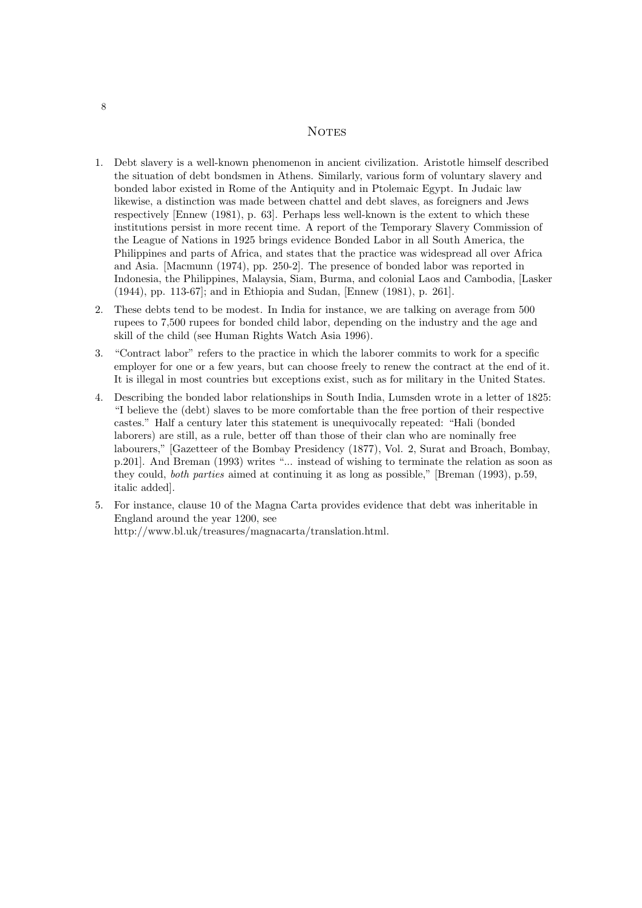## Notes

1. Debt slavery is a well-known phenomenon in ancient civilization. Aristotle himself described the situation of debt bondsmen in Athens. Similarly, various form of voluntary slavery and bonded labor existed in Rome of the Antiquity and in Ptolemaic Egypt. In Judaic law likewise, a distinction was made between chattel and debt slaves, as foreigners and Jews respectively [Ennew (1981), p. 63]. Perhaps less well-known is the extent to which these institutions persist in more recent time. A report of the Temporary Slavery Commission of the League of Nations in 1925 brings evidence Bonded Labor in all South America, the Philippines and parts of Africa, and states that the practice was widespread all over Africa and Asia. [Macmunn (1974), pp. 250-2]. The presence of bonded labor was reported in Indonesia, the Philippines, Malaysia, Siam, Burma, and colonial Laos and Cambodia, [Lasker (1944), pp. 113-67]; and in Ethiopia and Sudan, [Ennew (1981), p. 261].
2. These debts tend to be modest. In India for instance, we are talking on average from 500 rupees to 7,500 rupees for bonded child labor, depending on the industry and the age and skill of the child (see Human Rights Watch Asia 1996).
3. "Contract labor" refers to the practice in which the laborer commits to work for a specific employer for one or a few years, but can choose freely to renew the contract at the end of it. It is illegal in most countries but exceptions exist, such as for military in the United States.
4. Describing the bonded labor relationships in South India, Lumsden wrote in a letter of 1825: "I believe the (debt) slaves to be more comfortable than the free portion of their respective castes." Half a century later this statement is unequivocally repeated: "Hali (bonded laborers) are still, as a rule, better off than those of their clan who are nominally free labourers," [Gazetteer of the Bombay Presidency (1877), Vol. 2, Surat and Broach, Bombay, p.201]. And Breman (1993) writes "... instead of wishing to terminate the relation as soon as they could, *both parties* aimed at continuing it as long as possible," [Breman (1993), p.59, italic added].
5. For instance, clause 10 of the Magna Carta provides evidence that debt was inheritable in England around the year 1200, see http://www.bl.uk/treasures/magnacarta/translation.html.